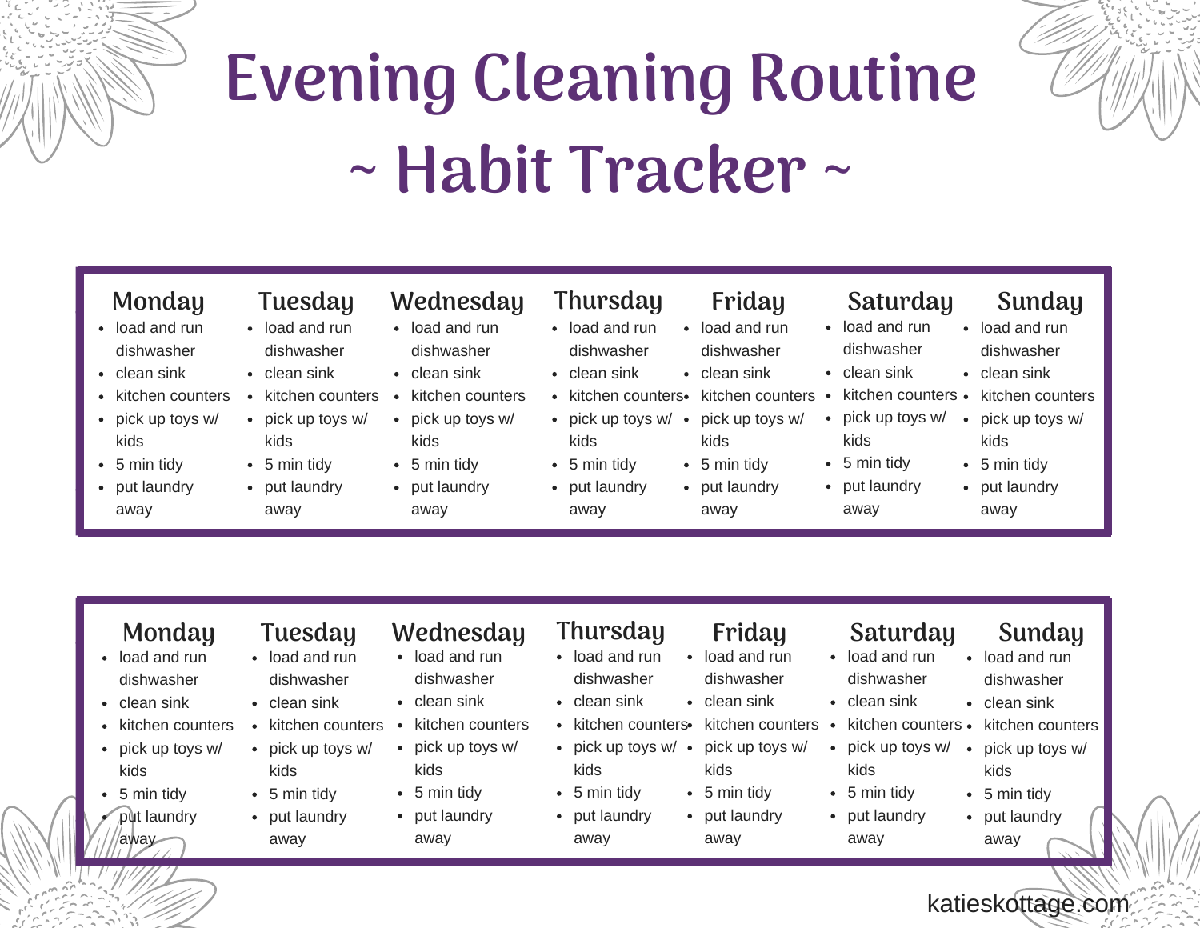# Evening Cleaning Routine

# ~ Habit Tracker ~

| Monday | Tuesday | Wednesday | Thursday | Friday | Saturday | Sunday |
|---|---|---|---|---|---|---|
| • load and run dishwasher<br>• clean sink<br>• kitchen counters<br>• pick up toys w/ kids<br>• 5 min tidy<br>• put laundry away | • load and run dishwasher<br>• clean sink<br>• kitchen counters<br>• pick up toys w/ kids<br>• 5 min tidy<br>• put laundry away | • load and run dishwasher<br>• clean sink<br>• kitchen counters<br>• pick up toys w/ kids<br>• 5 min tidy<br>• put laundry away | • load and run dishwasher<br>• clean sink<br>• kitchen counters<br>• pick up toys w/ kids<br>• 5 min tidy<br>• put laundry away | • load and run dishwasher<br>• clean sink<br>• kitchen counters<br>• pick up toys w/ kids<br>• 5 min tidy<br>• put laundry away | • load and run dishwasher<br>• clean sink<br>• kitchen counters<br>• pick up toys w/ kids<br>• 5 min tidy<br>• put laundry away | • load and run dishwasher<br>• clean sink<br>• kitchen counters<br>• pick up toys w/ kids<br>• 5 min tidy<br>• put laundry away |

| Monday | Tuesday | Wednesday | Thursday | Friday | Saturday | Sunday |
|---|---|---|---|---|---|---|
| • load and run dishwasher<br>• clean sink<br>• kitchen counters<br>• pick up toys w/ kids<br>• 5 min tidy<br>• put laundry away | • load and run dishwasher<br>• clean sink<br>• kitchen counters<br>• pick up toys w/ kids<br>• 5 min tidy<br>• put laundry away | • load and run dishwasher<br>• clean sink<br>• kitchen counters<br>• pick up toys w/ kids<br>• 5 min tidy<br>• put laundry away | • load and run dishwasher<br>• clean sink<br>• kitchen counters<br>• pick up toys w/ kids<br>• 5 min tidy<br>• put laundry away | • load and run dishwasher<br>• clean sink<br>• kitchen counters<br>• pick up toys w/ kids<br>• 5 min tidy<br>• put laundry away | • load and run dishwasher<br>• clean sink<br>• kitchen counters<br>• pick up toys w/ kids<br>• 5 min tidy<br>• put laundry away | • load and run dishwasher<br>• clean sink<br>• kitchen counters<br>• pick up toys w/ kids<br>• 5 min tidy<br>• put laundry away |

katieskottage.com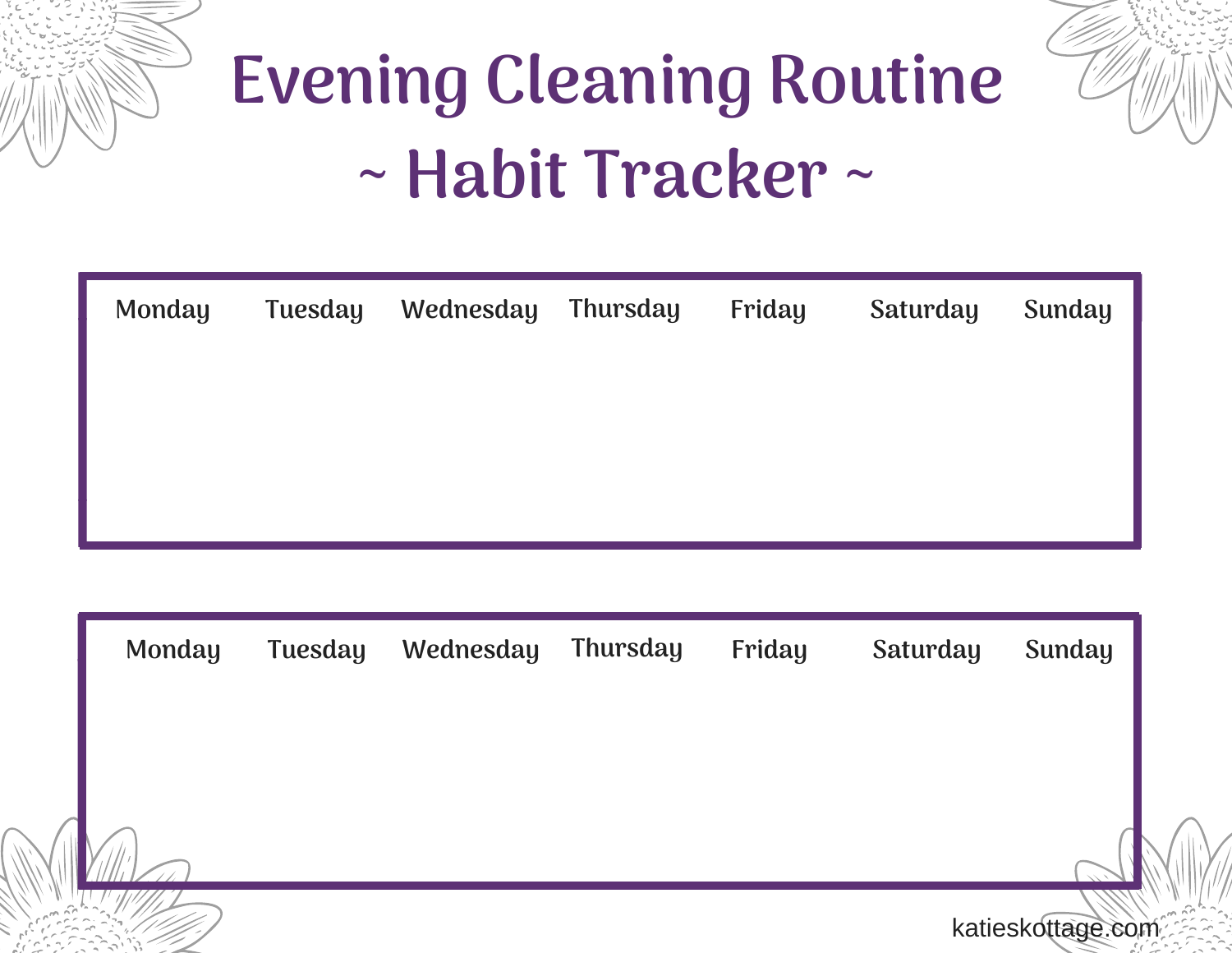# Evening Cleaning Routine

# ~ Habit Tracker ~

| Monday | Tuesday | Wednesday | Thursday | Friday | Saturday | Sunday |
|---|---|---|---|---|---|---|
| | | | | | | |

| Monday | Tuesday | Wednesday | Thursday | Friday | Saturday | Sunday |
|---|---|---|---|---|---|---|
| | | | | | | |

katieskottage.com